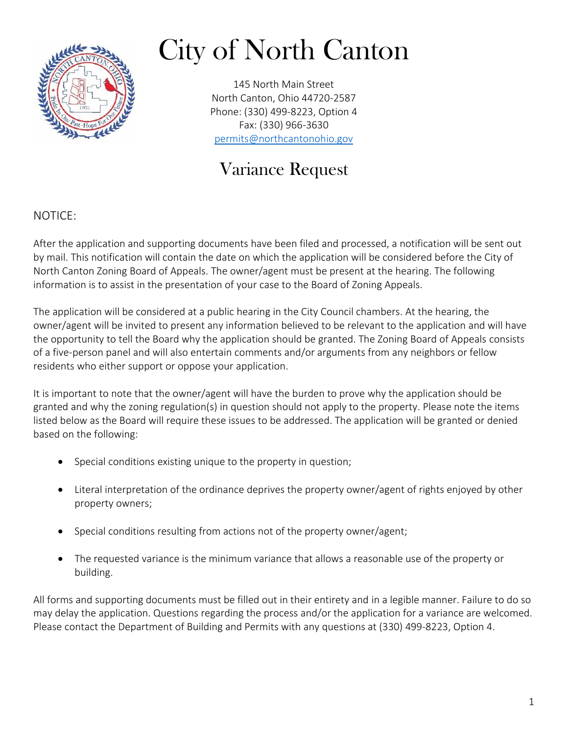# City of North Canton

145 North Main Street
North Canton, Ohio 44720-2587
Phone: (330) 499-8223, Option 4
Fax: (330) 966-3630
permits@northcantonohio.gov

## Variance Request

NOTICE:

After the application and supporting documents have been filed and processed, a notification will be sent out by mail. This notification will contain the date on which the application will be considered before the City of North Canton Zoning Board of Appeals. The owner/agent must be present at the hearing. The following information is to assist in the presentation of your case to the Board of Zoning Appeals.

The application will be considered at a public hearing in the City Council chambers. At the hearing, the owner/agent will be invited to present any information believed to be relevant to the application and will have the opportunity to tell the Board why the application should be granted. The Zoning Board of Appeals consists of a five-person panel and will also entertain comments and/or arguments from any neighbors or fellow residents who either support or oppose your application.

It is important to note that the owner/agent will have the burden to prove why the application should be granted and why the zoning regulation(s) in question should not apply to the property. Please note the items listed below as the Board will require these issues to be addressed. The application will be granted or denied based on the following:

- Special conditions existing unique to the property in question;
- Literal interpretation of the ordinance deprives the property owner/agent of rights enjoyed by other property owners;
- Special conditions resulting from actions not of the property owner/agent;
- The requested variance is the minimum variance that allows a reasonable use of the property or building.

All forms and supporting documents must be filled out in their entirety and in a legible manner. Failure to do so may delay the application. Questions regarding the process and/or the application for a variance are welcomed. Please contact the Department of Building and Permits with any questions at (330) 499-8223, Option 4.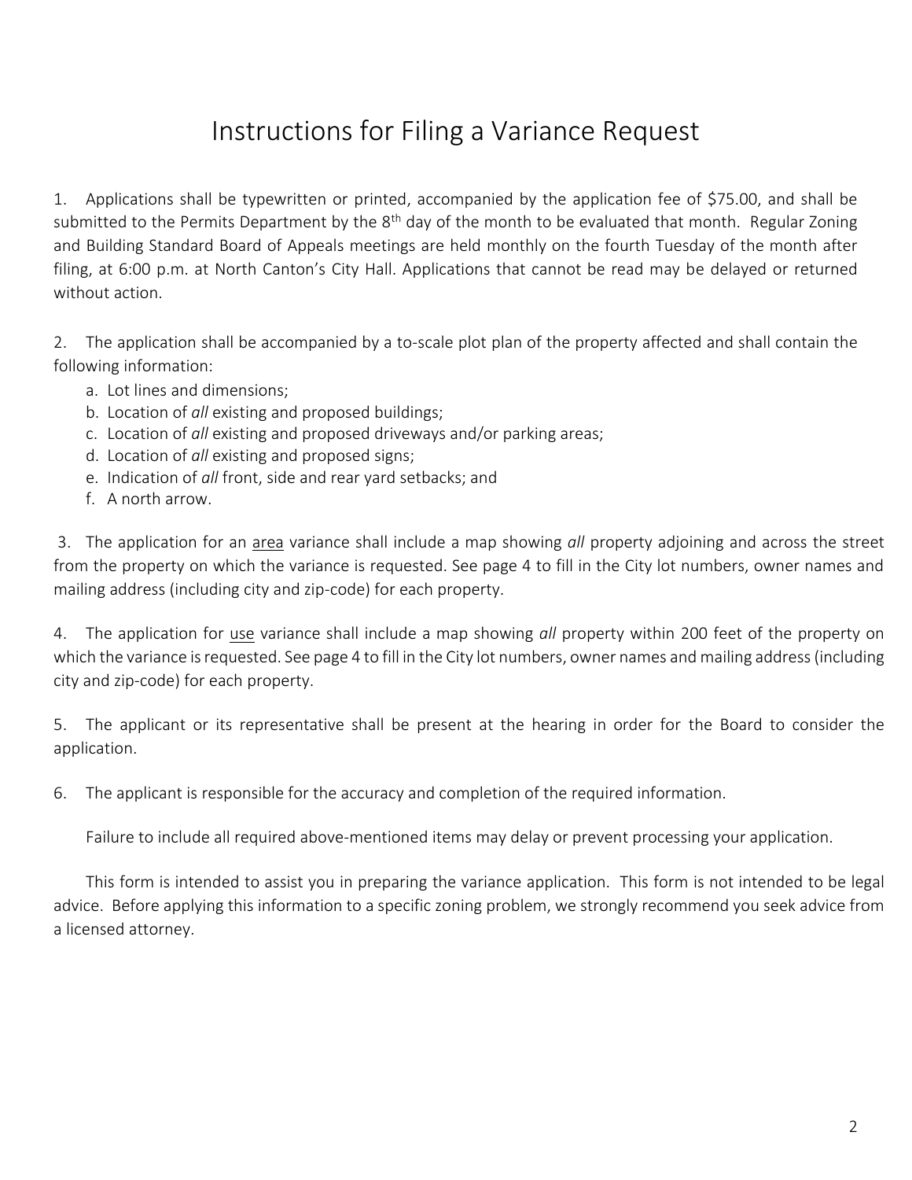# Instructions for Filing a Variance Request

1. Applications shall be typewritten or printed, accompanied by the application fee of $75.00, and shall be submitted to the Permits Department by the 8th day of the month to be evaluated that month. Regular Zoning and Building Standard Board of Appeals meetings are held monthly on the fourth Tuesday of the month after filing, at 6:00 p.m. at North Canton's City Hall. Applications that cannot be read may be delayed or returned without action.

2. The application shall be accompanied by a to-scale plot plan of the property affected and shall contain the following information:
   a. Lot lines and dimensions;
   b. Location of *all* existing and proposed buildings;
   c. Location of *all* existing and proposed driveways and/or parking areas;
   d. Location of *all* existing and proposed signs;
   e. Indication of *all* front, side and rear yard setbacks; and
   f. A north arrow.

3. The application for an <u>area</u> variance shall include a map showing *all* property adjoining and across the street from the property on which the variance is requested. See page 4 to fill in the City lot numbers, owner names and mailing address (including city and zip-code) for each property.

4. The application for <u>use</u> variance shall include a map showing *all* property within 200 feet of the property on which the variance is requested. See page 4 to fill in the City lot numbers, owner names and mailing address (including city and zip-code) for each property.

5. The applicant or its representative shall be present at the hearing in order for the Board to consider the application.

6. The applicant is responsible for the accuracy and completion of the required information.

Failure to include all required above-mentioned items may delay or prevent processing your application.

This form is intended to assist you in preparing the variance application. This form is not intended to be legal advice. Before applying this information to a specific zoning problem, we strongly recommend you seek advice from a licensed attorney.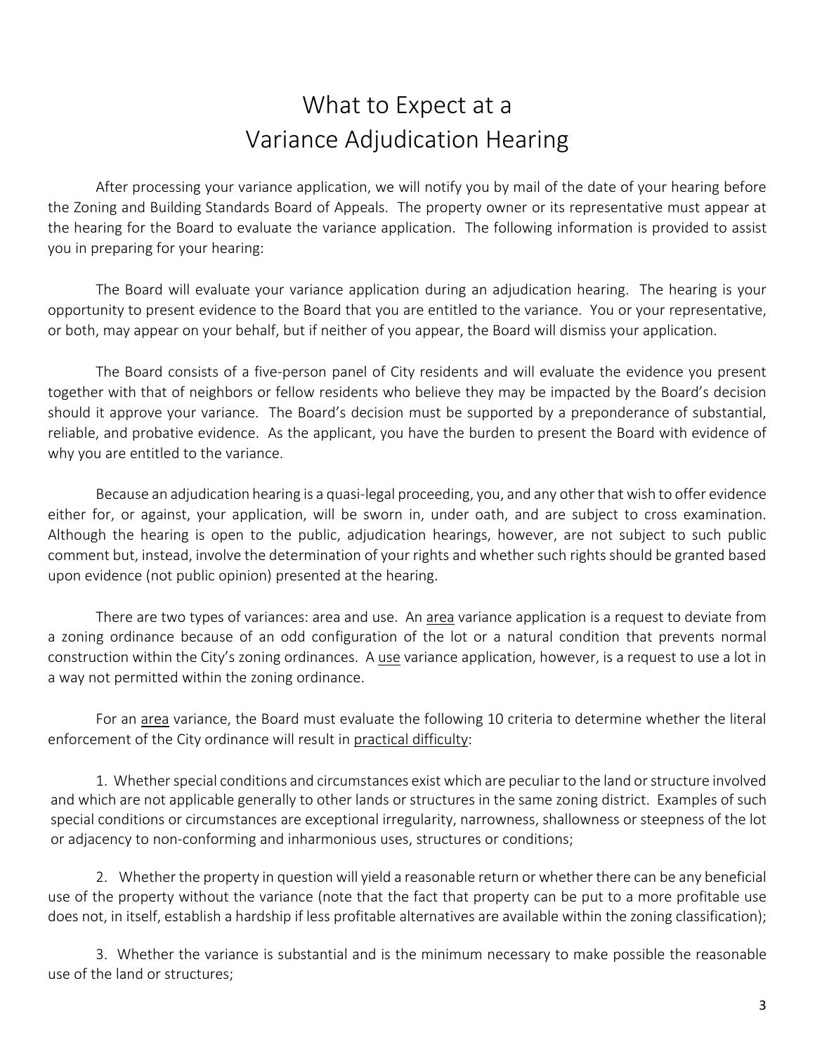# What to Expect at a Variance Adjudication Hearing

After processing your variance application, we will notify you by mail of the date of your hearing before the Zoning and Building Standards Board of Appeals. The property owner or its representative must appear at the hearing for the Board to evaluate the variance application. The following information is provided to assist you in preparing for your hearing:

The Board will evaluate your variance application during an adjudication hearing. The hearing is your opportunity to present evidence to the Board that you are entitled to the variance. You or your representative, or both, may appear on your behalf, but if neither of you appear, the Board will dismiss your application.

The Board consists of a five-person panel of City residents and will evaluate the evidence you present together with that of neighbors or fellow residents who believe they may be impacted by the Board's decision should it approve your variance. The Board's decision must be supported by a preponderance of substantial, reliable, and probative evidence. As the applicant, you have the burden to present the Board with evidence of why you are entitled to the variance.

Because an adjudication hearing is a quasi-legal proceeding, you, and any other that wish to offer evidence either for, or against, your application, will be sworn in, under oath, and are subject to cross examination. Although the hearing is open to the public, adjudication hearings, however, are not subject to such public comment but, instead, involve the determination of your rights and whether such rights should be granted based upon evidence (not public opinion) presented at the hearing.

There are two types of variances: area and use. An <u>area</u> variance application is a request to deviate from a zoning ordinance because of an odd configuration of the lot or a natural condition that prevents normal construction within the City's zoning ordinances. A <u>use</u> variance application, however, is a request to use a lot in a way not permitted within the zoning ordinance.

For an <u>area</u> variance, the Board must evaluate the following 10 criteria to determine whether the literal enforcement of the City ordinance will result in <u>practical difficulty</u>:

1. Whether special conditions and circumstances exist which are peculiar to the land or structure involved and which are not applicable generally to other lands or structures in the same zoning district. Examples of such special conditions or circumstances are exceptional irregularity, narrowness, shallowness or steepness of the lot or adjacency to non-conforming and inharmonious uses, structures or conditions;

2. Whether the property in question will yield a reasonable return or whether there can be any beneficial use of the property without the variance (note that the fact that property can be put to a more profitable use does not, in itself, establish a hardship if less profitable alternatives are available within the zoning classification);

3. Whether the variance is substantial and is the minimum necessary to make possible the reasonable use of the land or structures;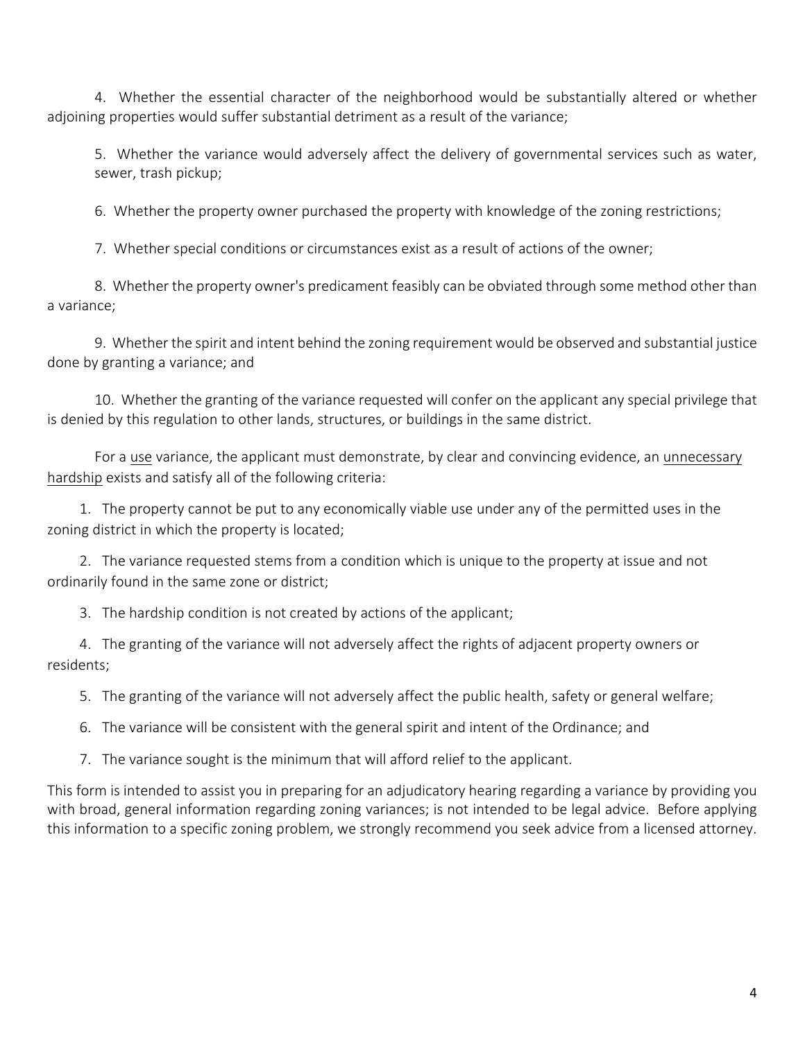4. Whether the essential character of the neighborhood would be substantially altered or whether adjoining properties would suffer substantial detriment as a result of the variance;

5. Whether the variance would adversely affect the delivery of governmental services such as water, sewer, trash pickup;

6. Whether the property owner purchased the property with knowledge of the zoning restrictions;

7. Whether special conditions or circumstances exist as a result of actions of the owner;

8. Whether the property owner's predicament feasibly can be obviated through some method other than a variance;

9. Whether the spirit and intent behind the zoning requirement would be observed and substantial justice done by granting a variance; and

10. Whether the granting of the variance requested will confer on the applicant any special privilege that is denied by this regulation to other lands, structures, or buildings in the same district.

For a <u>use</u> variance, the applicant must demonstrate, by clear and convincing evidence, an <u>unnecessary hardship</u> exists and satisfy all of the following criteria:

1. The property cannot be put to any economically viable use under any of the permitted uses in the zoning district in which the property is located;
2. The variance requested stems from a condition which is unique to the property at issue and not ordinarily found in the same zone or district;
3. The hardship condition is not created by actions of the applicant;
4. The granting of the variance will not adversely affect the rights of adjacent property owners or residents;
5. The granting of the variance will not adversely affect the public health, safety or general welfare;
6. The variance will be consistent with the general spirit and intent of the Ordinance; and
7. The variance sought is the minimum that will afford relief to the applicant.

This form is intended to assist you in preparing for an adjudicatory hearing regarding a variance by providing you with broad, general information regarding zoning variances; is not intended to be legal advice. Before applying this information to a specific zoning problem, we strongly recommend you seek advice from a licensed attorney.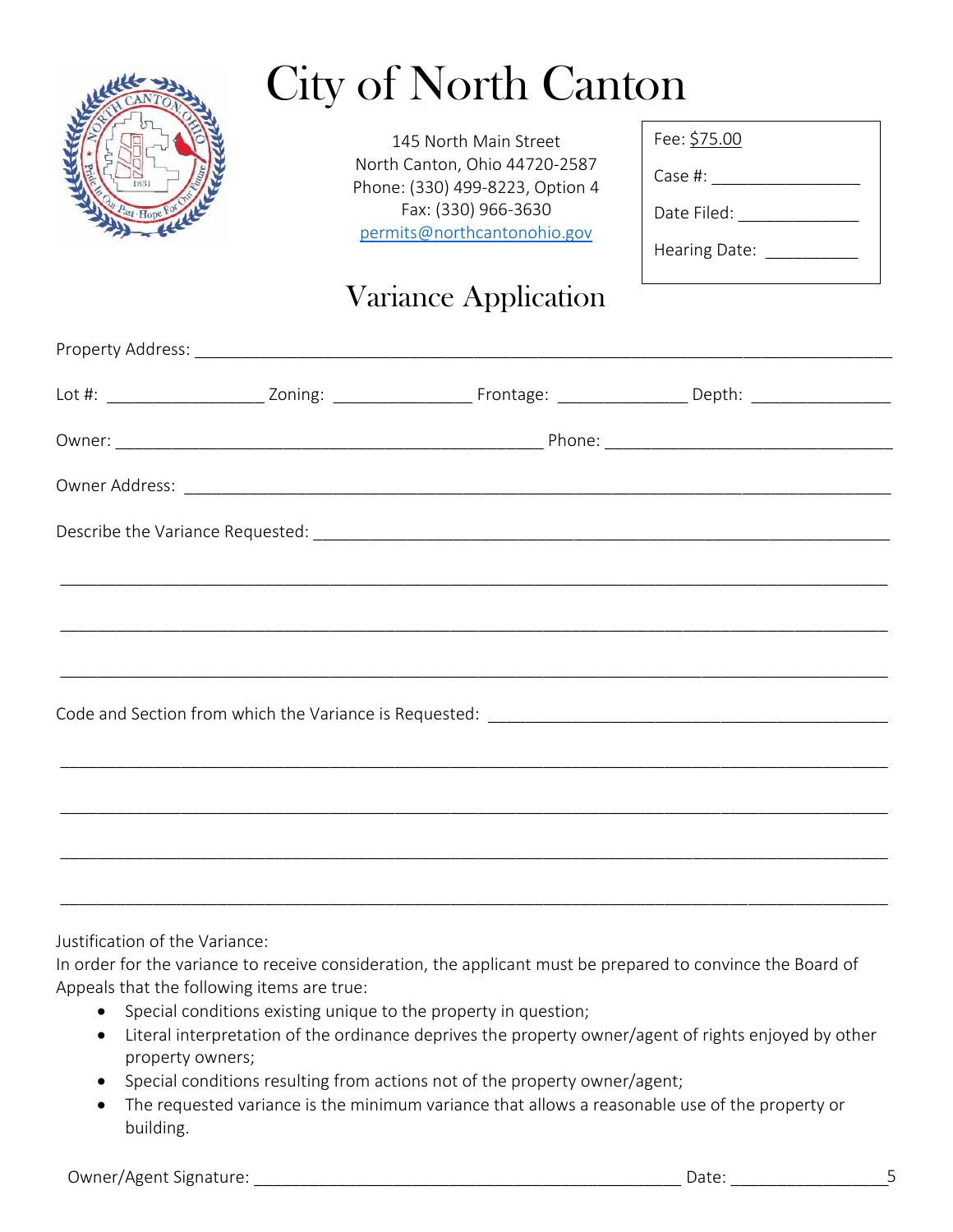# City of North Canton

145 North Main Street
North Canton, Ohio 44720-2587
Phone: (330) 499-8223, Option 4
Fax: (330) 966-3630
permits@northcantonohio.gov

Fee: $75.00

Case #: ________________

Date Filed: _____________

Hearing Date: __________

## Variance Application

Property Address: ___________________________________________________________________________

Lot #: _________________ Zoning: _______________ Frontage: ______________ Depth: _______________

Owner: _______________________________________________ Phone: _______________________________

Owner Address: ______________________________________________________________________________

Describe the Variance Requested: ______________________________________________________________

_____________________________________________________________________________________________

_____________________________________________________________________________________________

_____________________________________________________________________________________________

Code and Section from which the Variance is Requested: _________________________________________

_____________________________________________________________________________________________

_____________________________________________________________________________________________

_____________________________________________________________________________________________

_____________________________________________________________________________________________

Justification of the Variance:
In order for the variance to receive consideration, the applicant must be prepared to convince the Board of Appeals that the following items are true:

- Special conditions existing unique to the property in question;
- Literal interpretation of the ordinance deprives the property owner/agent of rights enjoyed by other property owners;
- Special conditions resulting from actions not of the property owner/agent;
- The requested variance is the minimum variance that allows a reasonable use of the property or building.

Owner/Agent Signature: _______________________________________________ Date: _________________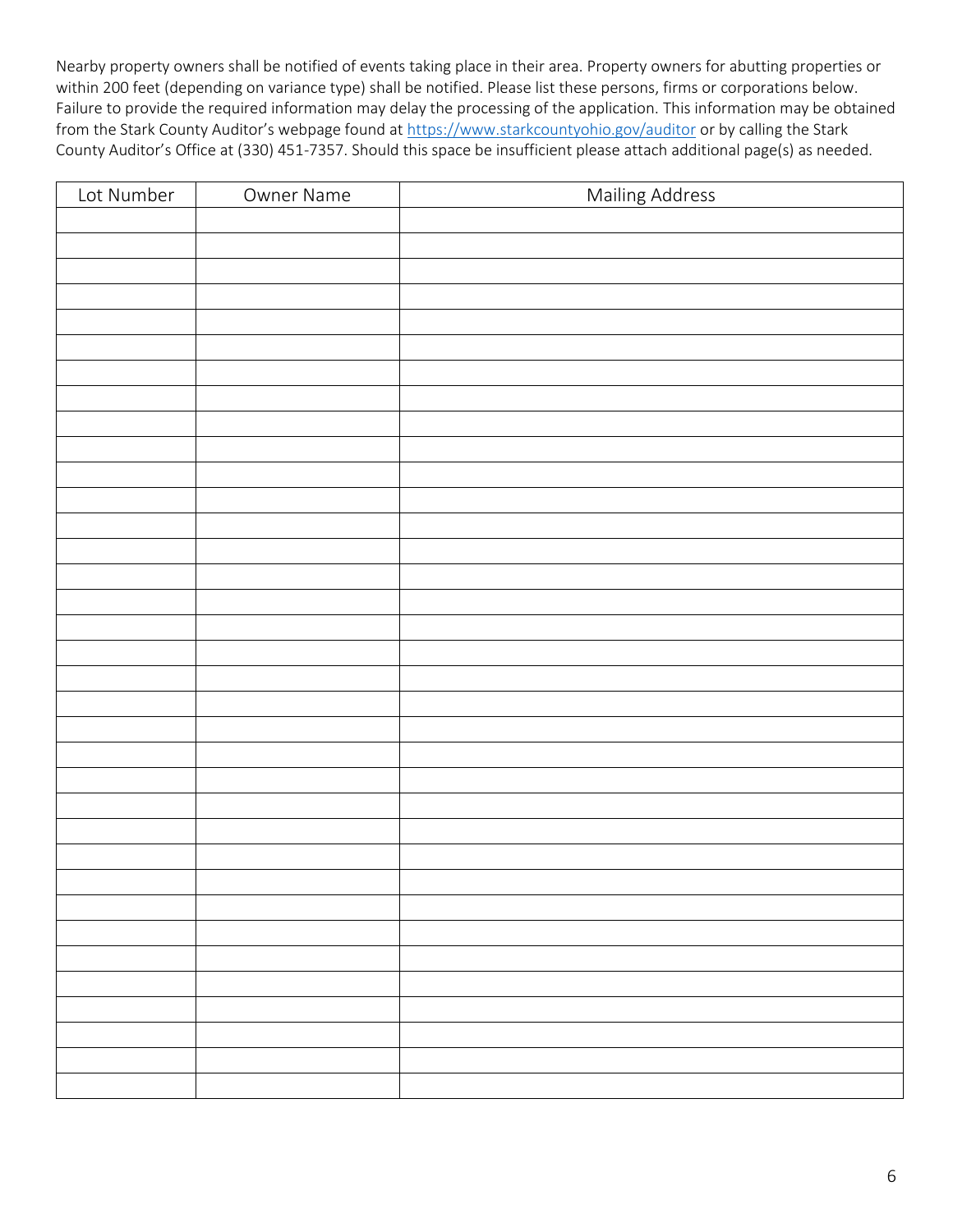Nearby property owners shall be notified of events taking place in their area. Property owners for abutting properties or within 200 feet (depending on variance type) shall be notified. Please list these persons, firms or corporations below. Failure to provide the required information may delay the processing of the application. This information may be obtained from the Stark County Auditor's webpage found at https://www.starkcountyohio.gov/auditor or by calling the Stark County Auditor's Office at (330) 451-7357. Should this space be insufficient please attach additional page(s) as needed.

| Lot Number | Owner Name | Mailing Address |
|---|---|---|
| | | |
| | | |
| | | |
| | | |
| | | |
| | | |
| | | |
| | | |
| | | |
| | | |
| | | |
| | | |
| | | |
| | | |
| | | |
| | | |
| | | |
| | | |
| | | |
| | | |
| | | |
| | | |
| | | |
| | | |
| | | |
| | | |
| | | |
| | | |
| | | |
| | | |
| | | |
| | | |
| | | |
| | | |
| | | |
| | | |